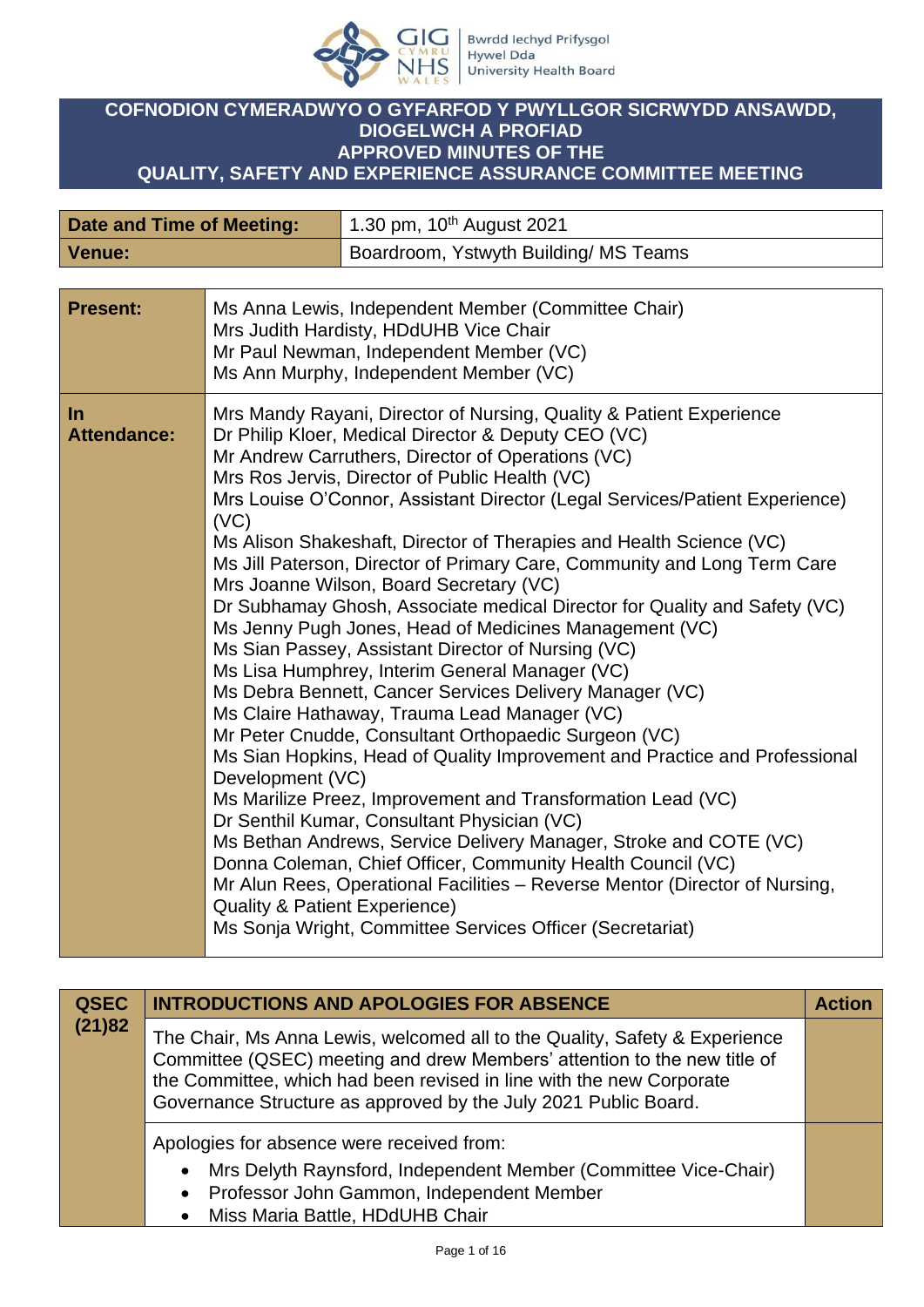# COFNODION CYMERADWYO O GYFARFOD Y PWYLLGOR SICRWYDD ANSAWDD, DIOGELWCH A PROFIAD
# APPROVED MINUTES OF THE QUALITY, SAFETY AND EXPERIENCE ASSURANCE COMMITTEE MEETING

| Date and Time of Meeting: | 1.30 pm, 10th August 2021 |
|---|---|
| Venue: | Boardroom, Ystwyth Building/ MS Teams |

| | |
|---|---|
| **Present:** | Ms Anna Lewis, Independent Member (Committee Chair)<br>Mrs Judith Hardisty, HDdUHB Vice Chair<br>Mr Paul Newman, Independent Member (VC)<br>Ms Ann Murphy, Independent Member (VC) |
| **In Attendance:** | Mrs Mandy Rayani, Director of Nursing, Quality & Patient Experience<br>Dr Philip Kloer, Medical Director & Deputy CEO (VC)<br>Mr Andrew Carruthers, Director of Operations (VC)<br>Mrs Ros Jervis, Director of Public Health (VC)<br>Mrs Louise O'Connor, Assistant Director (Legal Services/Patient Experience) (VC)<br>Ms Alison Shakeshaft, Director of Therapies and Health Science (VC)<br>Ms Jill Paterson, Director of Primary Care, Community and Long Term Care<br>Mrs Joanne Wilson, Board Secretary (VC)<br>Dr Subhamay Ghosh, Associate medical Director for Quality and Safety (VC)<br>Ms Jenny Pugh Jones, Head of Medicines Management (VC)<br>Ms Sian Passey, Assistant Director of Nursing (VC)<br>Ms Lisa Humphrey, Interim General Manager (VC)<br>Ms Debra Bennett, Cancer Services Delivery Manager (VC)<br>Ms Claire Hathaway, Trauma Lead Manager (VC)<br>Mr Peter Cnudde, Consultant Orthopaedic Surgeon (VC)<br>Ms Sian Hopkins, Head of Quality Improvement and Practice and Professional Development (VC)<br>Ms Marilize Preez, Improvement and Transformation Lead (VC)<br>Dr Senthil Kumar, Consultant Physician (VC)<br>Ms Bethan Andrews, Service Delivery Manager, Stroke and COTE (VC)<br>Donna Coleman, Chief Officer, Community Health Council (VC)<br>Mr Alun Rees, Operational Facilities – Reverse Mentor (Director of Nursing, Quality & Patient Experience)<br>Ms Sonja Wright, Committee Services Officer (Secretariat) |

| QSEC (21)82 | INTRODUCTIONS AND APOLOGIES FOR ABSENCE | Action |
|---|---|---|
| | The Chair, Ms Anna Lewis, welcomed all to the Quality, Safety & Experience Committee (QSEC) meeting and drew Members' attention to the new title of the Committee, which had been revised in line with the new Corporate Governance Structure as approved by the July 2021 Public Board. | |
| | Apologies for absence were received from:<br>• Mrs Delyth Raynsford, Independent Member (Committee Vice-Chair)<br>• Professor John Gammon, Independent Member<br>• Miss Maria Battle, HDdUHB Chair | |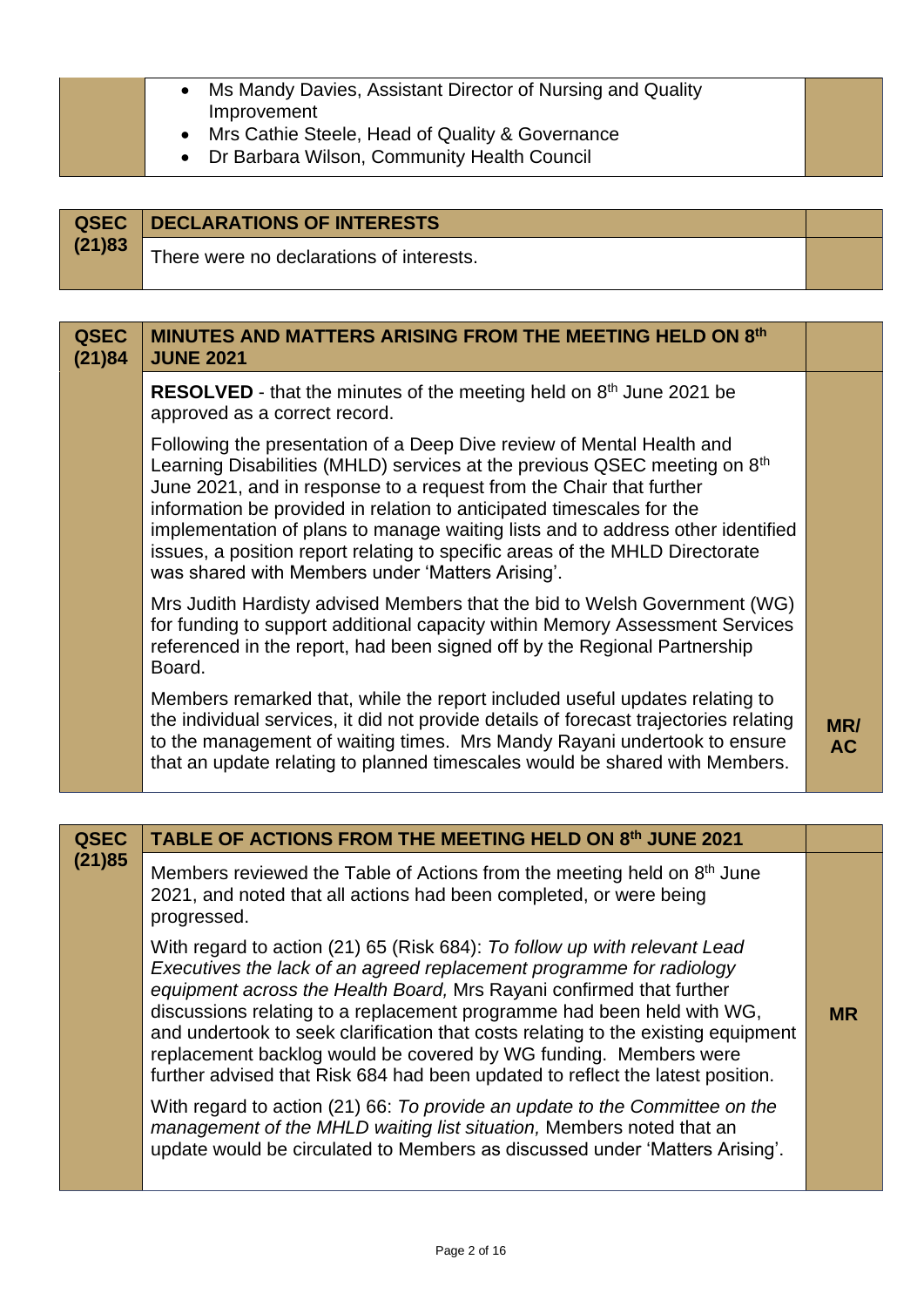| | | |
|---|---|---|
| | • Ms Mandy Davies, Assistant Director of Nursing and Quality Improvement<br>• Mrs Cathie Steele, Head of Quality & Governance<br>• Dr Barbara Wilson, Community Health Council | |

| QSEC (21)83 | DECLARATIONS OF INTERESTS | |
|---|---|---|
| | There were no declarations of interests. | |

| QSEC (21)84 | MINUTES AND MATTERS ARISING FROM THE MEETING HELD ON 8th JUNE 2021 | |
|---|---|---|
| | **RESOLVED** - that the minutes of the meeting held on 8th June 2021 be approved as a correct record. | |
| | Following the presentation of a Deep Dive review of Mental Health and Learning Disabilities (MHLD) services at the previous QSEC meeting on 8th June 2021, and in response to a request from the Chair that further information be provided in relation to anticipated timescales for the implementation of plans to manage waiting lists and to address other identified issues, a position report relating to specific areas of the MHLD Directorate was shared with Members under 'Matters Arising'. | |
| | Mrs Judith Hardisty advised Members that the bid to Welsh Government (WG) for funding to support additional capacity within Memory Assessment Services referenced in the report, had been signed off by the Regional Partnership Board. | |
| | Members remarked that, while the report included useful updates relating to the individual services, it did not provide details of forecast trajectories relating to the management of waiting times. Mrs Mandy Rayani undertook to ensure that an update relating to planned timescales would be shared with Members. | **MR/ AC** |

| QSEC (21)85 | TABLE OF ACTIONS FROM THE MEETING HELD ON 8th JUNE 2021 | |
|---|---|---|
| | Members reviewed the Table of Actions from the meeting held on 8th June 2021, and noted that all actions had been completed, or were being progressed. | |
| | With regard to action (21) 65 (Risk 684): *To follow up with relevant Lead Executives the lack of an agreed replacement programme for radiology equipment across the Health Board,* Mrs Rayani confirmed that further discussions relating to a replacement programme had been held with WG, and undertook to seek clarification that costs relating to the existing equipment replacement backlog would be covered by WG funding. Members were further advised that Risk 684 had been updated to reflect the latest position. | **MR** |
| | With regard to action (21) 66: *To provide an update to the Committee on the management of the MHLD waiting list situation,* Members noted that an update would be circulated to Members as discussed under 'Matters Arising'. | |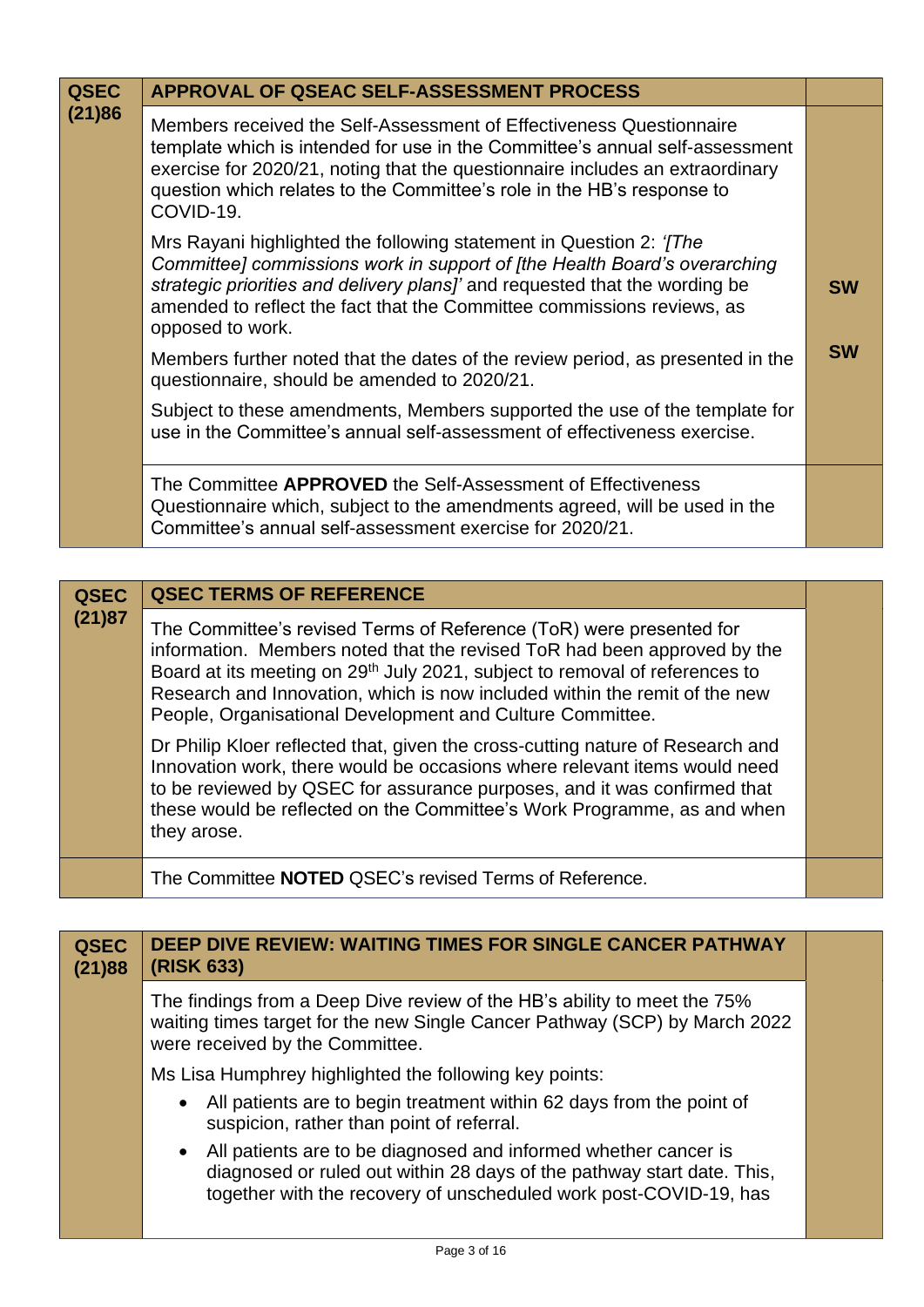| QSEC (21)86 | APPROVAL OF QSEAC SELF-ASSESSMENT PROCESS | |
|---|---|---|
| | Members received the Self-Assessment of Effectiveness Questionnaire template which is intended for use in the Committee's annual self-assessment exercise for 2020/21, noting that the questionnaire includes an extraordinary question which relates to the Committee's role in the HB's response to COVID-19. | |
| | Mrs Rayani highlighted the following statement in Question 2: *'[The Committee] commissions work in support of [the Health Board's overarching strategic priorities and delivery plans]'* and requested that the wording be amended to reflect the fact that the Committee commissions reviews, as opposed to work. | **SW** |
| | Members further noted that the dates of the review period, as presented in the questionnaire, should be amended to 2020/21. | **SW** |
| | Subject to these amendments, Members supported the use of the template for use in the Committee's annual self-assessment of effectiveness exercise. | |
| | The Committee **APPROVED** the Self-Assessment of Effectiveness Questionnaire which, subject to the amendments agreed, will be used in the Committee's annual self-assessment exercise for 2020/21. | |

| QSEC (21)87 | QSEC TERMS OF REFERENCE | |
|---|---|---|
| | The Committee's revised Terms of Reference (ToR) were presented for information. Members noted that the revised ToR had been approved by the Board at its meeting on 29th July 2021, subject to removal of references to Research and Innovation, which is now included within the remit of the new People, Organisational Development and Culture Committee. | |
| | Dr Philip Kloer reflected that, given the cross-cutting nature of Research and Innovation work, there would be occasions where relevant items would need to be reviewed by QSEC for assurance purposes, and it was confirmed that these would be reflected on the Committee's Work Programme, as and when they arose. | |
| | The Committee **NOTED** QSEC's revised Terms of Reference. | |

| QSEC (21)88 | DEEP DIVE REVIEW: WAITING TIMES FOR SINGLE CANCER PATHWAY (RISK 633) | |
|---|---|---|
| | The findings from a Deep Dive review of the HB's ability to meet the 75% waiting times target for the new Single Cancer Pathway (SCP) by March 2022 were received by the Committee.<br><br>Ms Lisa Humphrey highlighted the following key points:<br>• All patients are to begin treatment within 62 days from the point of suspicion, rather than point of referral.<br>• All patients are to be diagnosed and informed whether cancer is diagnosed or ruled out within 28 days of the pathway start date. This, together with the recovery of unscheduled work post-COVID-19, has | |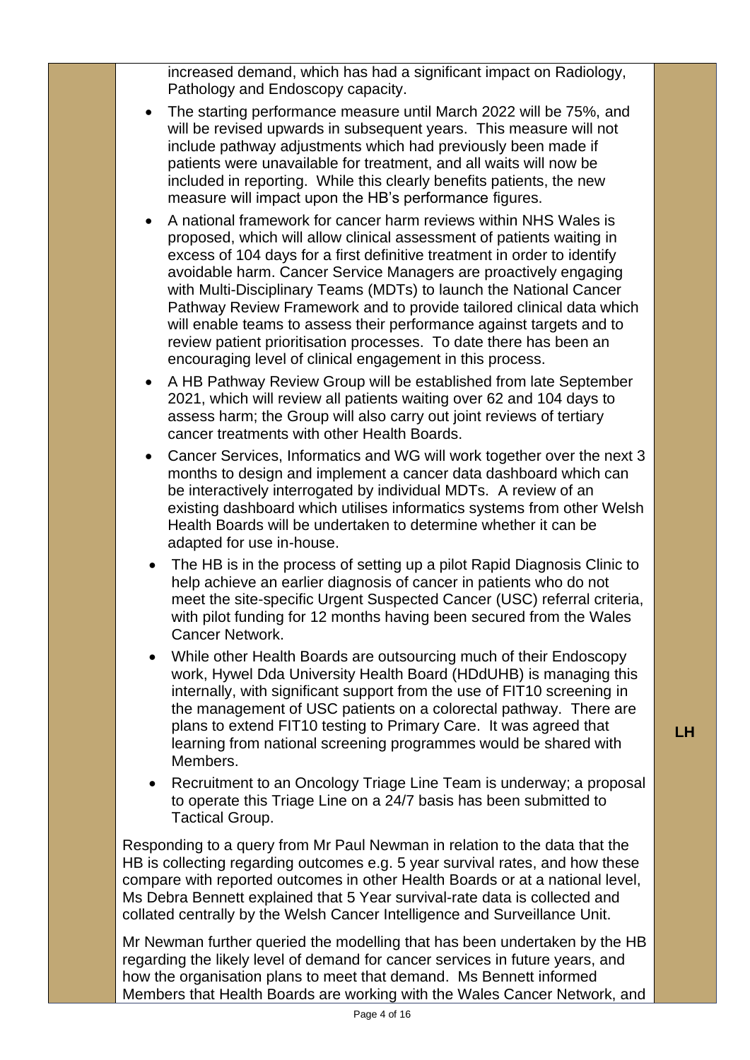increased demand, which has had a significant impact on Radiology, Pathology and Endoscopy capacity.

- The starting performance measure until March 2022 will be 75%, and will be revised upwards in subsequent years. This measure will not include pathway adjustments which had previously been made if patients were unavailable for treatment, and all waits will now be included in reporting. While this clearly benefits patients, the new measure will impact upon the HB's performance figures.
- A national framework for cancer harm reviews within NHS Wales is proposed, which will allow clinical assessment of patients waiting in excess of 104 days for a first definitive treatment in order to identify avoidable harm. Cancer Service Managers are proactively engaging with Multi-Disciplinary Teams (MDTs) to launch the National Cancer Pathway Review Framework and to provide tailored clinical data which will enable teams to assess their performance against targets and to review patient prioritisation processes. To date there has been an encouraging level of clinical engagement in this process.
- A HB Pathway Review Group will be established from late September 2021, which will review all patients waiting over 62 and 104 days to assess harm; the Group will also carry out joint reviews of tertiary cancer treatments with other Health Boards.
- Cancer Services, Informatics and WG will work together over the next 3 months to design and implement a cancer data dashboard which can be interactively interrogated by individual MDTs. A review of an existing dashboard which utilises informatics systems from other Welsh Health Boards will be undertaken to determine whether it can be adapted for use in-house.
- The HB is in the process of setting up a pilot Rapid Diagnosis Clinic to help achieve an earlier diagnosis of cancer in patients who do not meet the site-specific Urgent Suspected Cancer (USC) referral criteria, with pilot funding for 12 months having been secured from the Wales Cancer Network.
- While other Health Boards are outsourcing much of their Endoscopy work, Hywel Dda University Health Board (HDdUHB) is managing this internally, with significant support from the use of FIT10 screening in the management of USC patients on a colorectal pathway. There are plans to extend FIT10 testing to Primary Care. It was agreed that learning from national screening programmes would be shared with Members. **LH**
- Recruitment to an Oncology Triage Line Team is underway; a proposal to operate this Triage Line on a 24/7 basis has been submitted to Tactical Group.

Responding to a query from Mr Paul Newman in relation to the data that the HB is collecting regarding outcomes e.g. 5 year survival rates, and how these compare with reported outcomes in other Health Boards or at a national level, Ms Debra Bennett explained that 5 Year survival-rate data is collected and collated centrally by the Welsh Cancer Intelligence and Surveillance Unit.

Mr Newman further queried the modelling that has been undertaken by the HB regarding the likely level of demand for cancer services in future years, and how the organisation plans to meet that demand. Ms Bennett informed Members that Health Boards are working with the Wales Cancer Network, and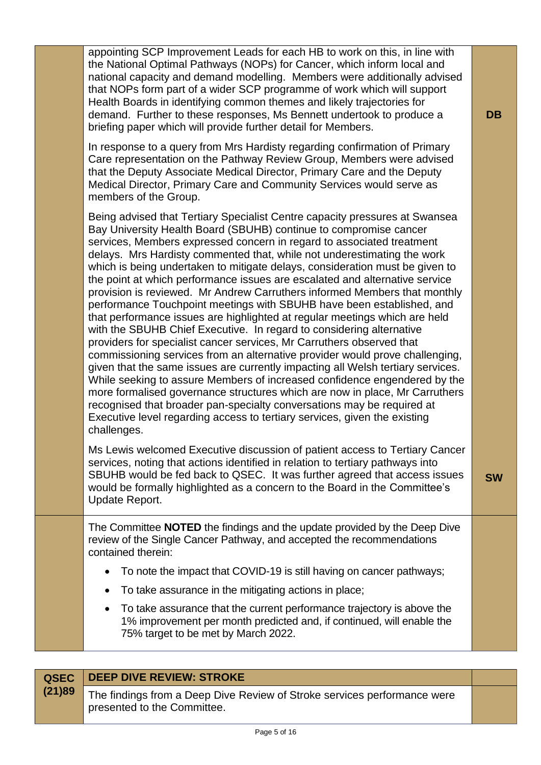| | | |
|---|---|---|
| | appointing SCP Improvement Leads for each HB to work on this, in line with the National Optimal Pathways (NOPs) for Cancer, which inform local and national capacity and demand modelling. Members were additionally advised that NOPs form part of a wider SCP programme of work which will support Health Boards in identifying common themes and likely trajectories for demand. Further to these responses, Ms Bennett undertook to produce a briefing paper which will provide further detail for Members.<br><br>In response to a query from Mrs Hardisty regarding confirmation of Primary Care representation on the Pathway Review Group, Members were advised that the Deputy Associate Medical Director, Primary Care and the Deputy Medical Director, Primary Care and Community Services would serve as members of the Group.<br><br>Being advised that Tertiary Specialist Centre capacity pressures at Swansea Bay University Health Board (SBUHB) continue to compromise cancer services, Members expressed concern in regard to associated treatment delays. Mrs Hardisty commented that, while not underestimating the work which is being undertaken to mitigate delays, consideration must be given to the point at which performance issues are escalated and alternative service provision is reviewed. Mr Andrew Carruthers informed Members that monthly performance Touchpoint meetings with SBUHB have been established, and that performance issues are highlighted at regular meetings which are held with the SBUHB Chief Executive. In regard to considering alternative providers for specialist cancer services, Mr Carruthers observed that commissioning services from an alternative provider would prove challenging, given that the same issues are currently impacting all Welsh tertiary services. While seeking to assure Members of increased confidence engendered by the more formalised governance structures which are now in place, Mr Carruthers recognised that broader pan-specialty conversations may be required at Executive level regarding access to tertiary services, given the existing challenges.<br><br>Ms Lewis welcomed Executive discussion of patient access to Tertiary Cancer services, noting that actions identified in relation to tertiary pathways into SBUHB would be fed back to QSEC. It was further agreed that access issues would be formally highlighted as a concern to the Board in the Committee's Update Report. | **DB**<br><br><br><br><br><br><br><br><br><br><br><br><br><br><br><br><br><br><br><br>**SW** |
| | The Committee **NOTED** the findings and the update provided by the Deep Dive review of the Single Cancer Pathway, and accepted the recommendations contained therein:<br>• To note the impact that COVID-19 is still having on cancer pathways;<br>• To take assurance in the mitigating actions in place;<br>• To take assurance that the current performance trajectory is above the 1% improvement per month predicted and, if continued, will enable the 75% target to be met by March 2022. | |

| | | |
|---|---|---|
| **QSEC (21)89** | **DEEP DIVE REVIEW: STROKE** | |
| | The findings from a Deep Dive Review of Stroke services performance were presented to the Committee. | |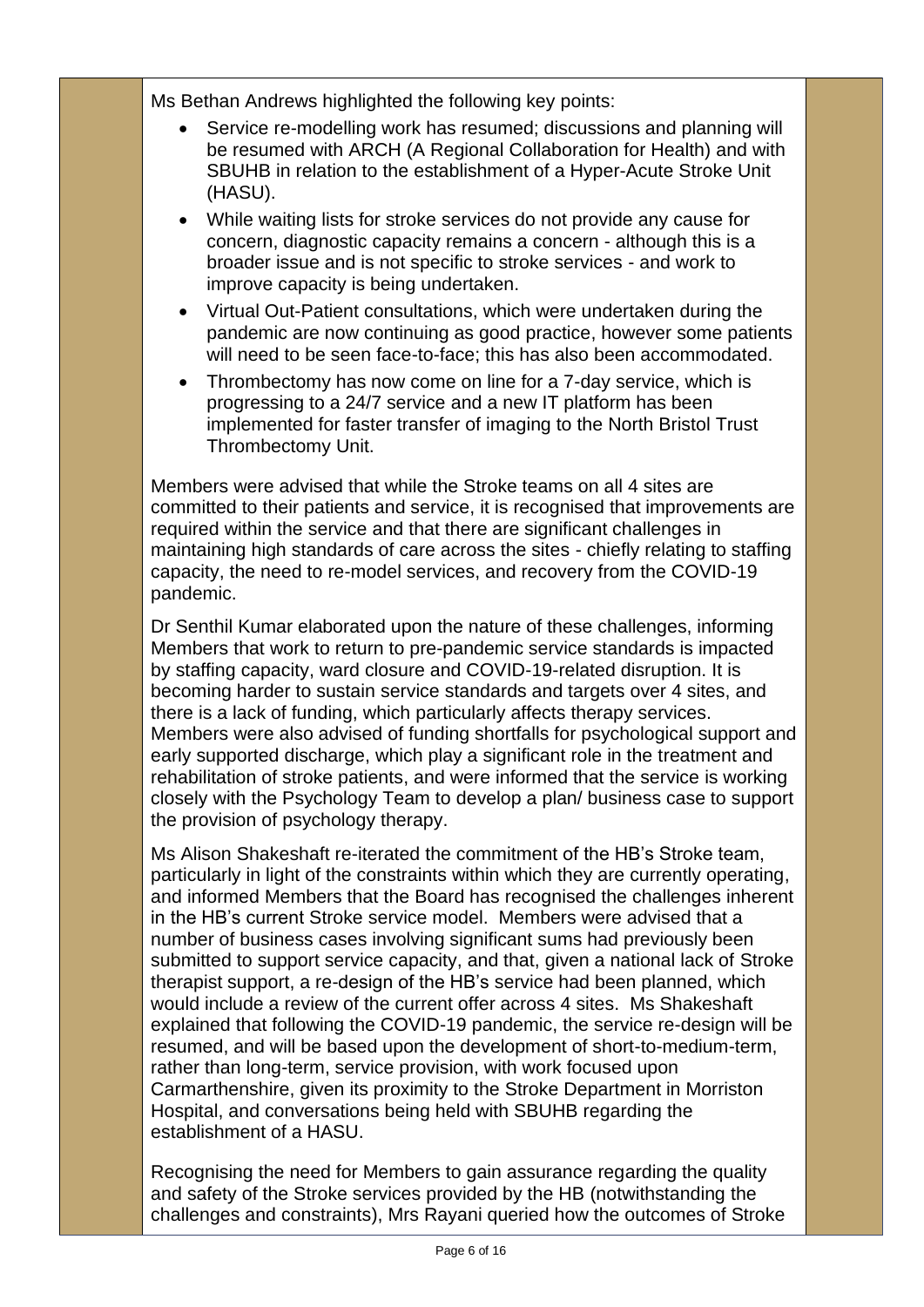Ms Bethan Andrews highlighted the following key points:

- Service re-modelling work has resumed; discussions and planning will be resumed with ARCH (A Regional Collaboration for Health) and with SBUHB in relation to the establishment of a Hyper-Acute Stroke Unit (HASU).
- While waiting lists for stroke services do not provide any cause for concern, diagnostic capacity remains a concern - although this is a broader issue and is not specific to stroke services - and work to improve capacity is being undertaken.
- Virtual Out-Patient consultations, which were undertaken during the pandemic are now continuing as good practice, however some patients will need to be seen face-to-face; this has also been accommodated.
- Thrombectomy has now come on line for a 7-day service, which is progressing to a 24/7 service and a new IT platform has been implemented for faster transfer of imaging to the North Bristol Trust Thrombectomy Unit.

Members were advised that while the Stroke teams on all 4 sites are committed to their patients and service, it is recognised that improvements are required within the service and that there are significant challenges in maintaining high standards of care across the sites - chiefly relating to staffing capacity, the need to re-model services, and recovery from the COVID-19 pandemic.

Dr Senthil Kumar elaborated upon the nature of these challenges, informing Members that work to return to pre-pandemic service standards is impacted by staffing capacity, ward closure and COVID-19-related disruption. It is becoming harder to sustain service standards and targets over 4 sites, and there is a lack of funding, which particularly affects therapy services. Members were also advised of funding shortfalls for psychological support and early supported discharge, which play a significant role in the treatment and rehabilitation of stroke patients, and were informed that the service is working closely with the Psychology Team to develop a plan/ business case to support the provision of psychology therapy.

Ms Alison Shakeshaft re-iterated the commitment of the HB's Stroke team, particularly in light of the constraints within which they are currently operating, and informed Members that the Board has recognised the challenges inherent in the HB's current Stroke service model. Members were advised that a number of business cases involving significant sums had previously been submitted to support service capacity, and that, given a national lack of Stroke therapist support, a re-design of the HB's service had been planned, which would include a review of the current offer across 4 sites. Ms Shakeshaft explained that following the COVID-19 pandemic, the service re-design will be resumed, and will be based upon the development of short-to-medium-term, rather than long-term, service provision, with work focused upon Carmarthenshire, given its proximity to the Stroke Department in Morriston Hospital, and conversations being held with SBUHB regarding the establishment of a HASU.

Recognising the need for Members to gain assurance regarding the quality and safety of the Stroke services provided by the HB (notwithstanding the challenges and constraints), Mrs Rayani queried how the outcomes of Stroke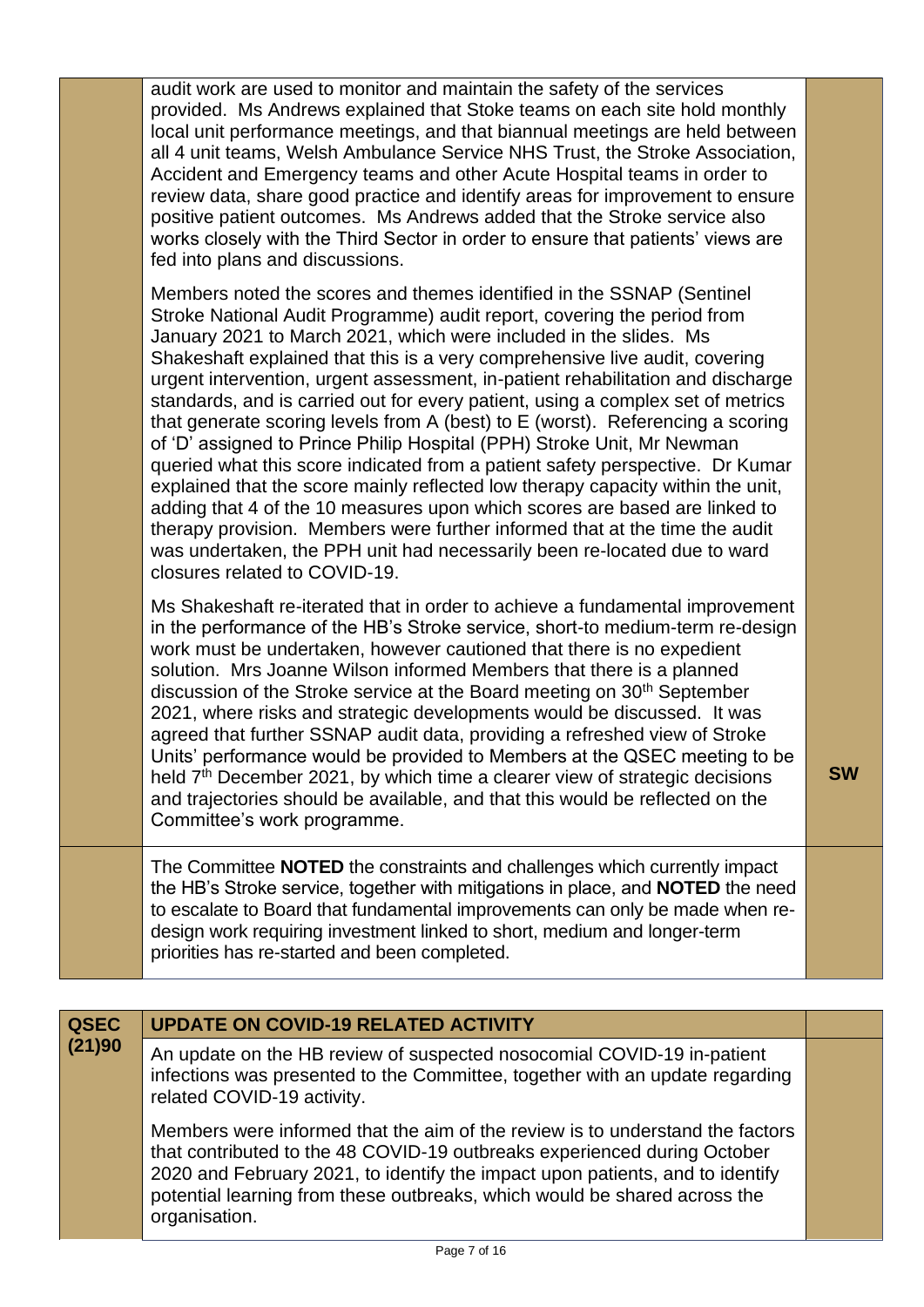| | | |
|---|---|---|
| | audit work are used to monitor and maintain the safety of the services provided. Ms Andrews explained that Stoke teams on each site hold monthly local unit performance meetings, and that biannual meetings are held between all 4 unit teams, Welsh Ambulance Service NHS Trust, the Stroke Association, Accident and Emergency teams and other Acute Hospital teams in order to review data, share good practice and identify areas for improvement to ensure positive patient outcomes. Ms Andrews added that the Stroke service also works closely with the Third Sector in order to ensure that patients' views are fed into plans and discussions.<br><br>Members noted the scores and themes identified in the SSNAP (Sentinel Stroke National Audit Programme) audit report, covering the period from January 2021 to March 2021, which were included in the slides. Ms Shakeshaft explained that this is a very comprehensive live audit, covering urgent intervention, urgent assessment, in-patient rehabilitation and discharge standards, and is carried out for every patient, using a complex set of metrics that generate scoring levels from A (best) to E (worst). Referencing a scoring of 'D' assigned to Prince Philip Hospital (PPH) Stroke Unit, Mr Newman queried what this score indicated from a patient safety perspective. Dr Kumar explained that the score mainly reflected low therapy capacity within the unit, adding that 4 of the 10 measures upon which scores are based are linked to therapy provision. Members were further informed that at the time the audit was undertaken, the PPH unit had necessarily been re-located due to ward closures related to COVID-19.<br><br>Ms Shakeshaft re-iterated that in order to achieve a fundamental improvement in the performance of the HB's Stroke service, short-to medium-term re-design work must be undertaken, however cautioned that there is no expedient solution. Mrs Joanne Wilson informed Members that there is a planned discussion of the Stroke service at the Board meeting on 30th September 2021, where risks and strategic developments would be discussed. It was agreed that further SSNAP audit data, providing a refreshed view of Stroke Units' performance would be provided to Members at the QSEC meeting to be held 7th December 2021, by which time a clearer view of strategic decisions and trajectories should be available, and that this would be reflected on the Committee's work programme. | **SW** |
| | The Committee **NOTED** the constraints and challenges which currently impact the HB's Stroke service, together with mitigations in place, and **NOTED** the need to escalate to Board that fundamental improvements can only be made when re-design work requiring investment linked to short, medium and longer-term priorities has re-started and been completed. | |

| | | |
|---|---|---|
| **QSEC (21)90** | **UPDATE ON COVID-19 RELATED ACTIVITY** | |
| | An update on the HB review of suspected nosocomial COVID-19 in-patient infections was presented to the Committee, together with an update regarding related COVID-19 activity.<br><br>Members were informed that the aim of the review is to understand the factors that contributed to the 48 COVID-19 outbreaks experienced during October 2020 and February 2021, to identify the impact upon patients, and to identify potential learning from these outbreaks, which would be shared across the organisation. | |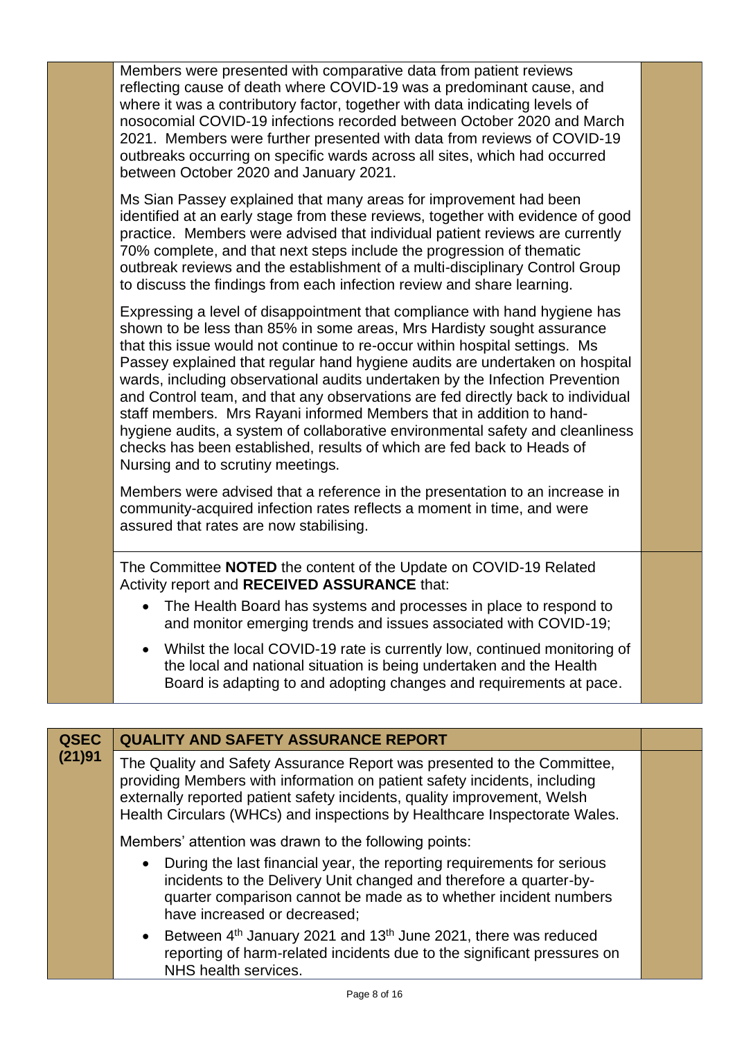Members were presented with comparative data from patient reviews reflecting cause of death where COVID-19 was a predominant cause, and where it was a contributory factor, together with data indicating levels of nosocomial COVID-19 infections recorded between October 2020 and March 2021. Members were further presented with data from reviews of COVID-19 outbreaks occurring on specific wards across all sites, which had occurred between October 2020 and January 2021.

Ms Sian Passey explained that many areas for improvement had been identified at an early stage from these reviews, together with evidence of good practice. Members were advised that individual patient reviews are currently 70% complete, and that next steps include the progression of thematic outbreak reviews and the establishment of a multi-disciplinary Control Group to discuss the findings from each infection review and share learning.

Expressing a level of disappointment that compliance with hand hygiene has shown to be less than 85% in some areas, Mrs Hardisty sought assurance that this issue would not continue to re-occur within hospital settings. Ms Passey explained that regular hand hygiene audits are undertaken on hospital wards, including observational audits undertaken by the Infection Prevention and Control team, and that any observations are fed directly back to individual staff members. Mrs Rayani informed Members that in addition to hand-hygiene audits, a system of collaborative environmental safety and cleanliness checks has been established, results of which are fed back to Heads of Nursing and to scrutiny meetings.

Members were advised that a reference in the presentation to an increase in community-acquired infection rates reflects a moment in time, and were assured that rates are now stabilising.

The Committee **NOTED** the content of the Update on COVID-19 Related Activity report and **RECEIVED ASSURANCE** that:

- The Health Board has systems and processes in place to respond to and monitor emerging trends and issues associated with COVID-19;
- Whilst the local COVID-19 rate is currently low, continued monitoring of the local and national situation is being undertaken and the Health Board is adapting to and adopting changes and requirements at pace.

| QSEC (21)91 | QUALITY AND SAFETY ASSURANCE REPORT |
|---|---|

The Quality and Safety Assurance Report was presented to the Committee, providing Members with information on patient safety incidents, including externally reported patient safety incidents, quality improvement, Welsh Health Circulars (WHCs) and inspections by Healthcare Inspectorate Wales.

Members' attention was drawn to the following points:

- During the last financial year, the reporting requirements for serious incidents to the Delivery Unit changed and therefore a quarter-by-quarter comparison cannot be made as to whether incident numbers have increased or decreased;
- Between 4th January 2021 and 13th June 2021, there was reduced reporting of harm-related incidents due to the significant pressures on NHS health services.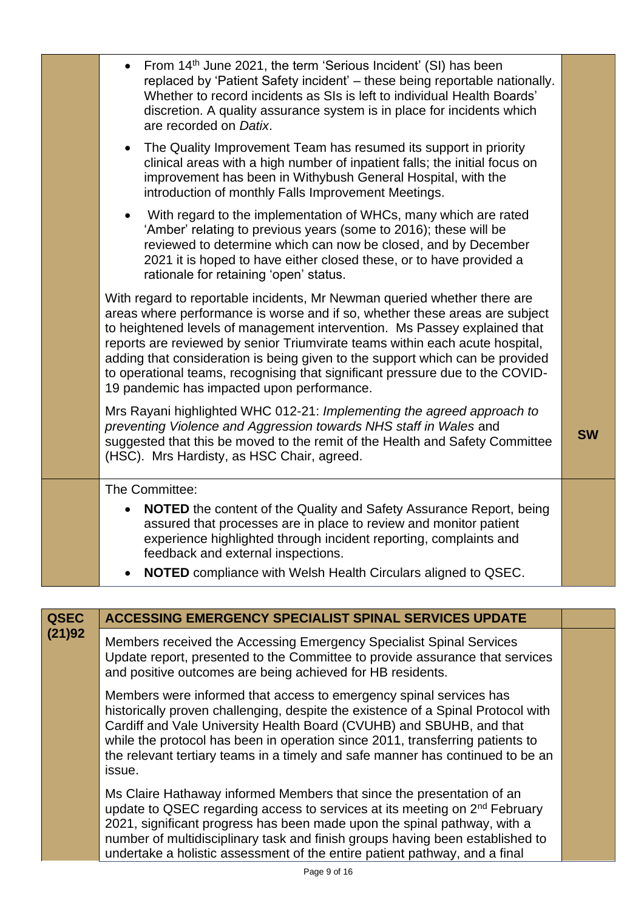| | | |
|---|---|---|
| | • From 14th June 2021, the term 'Serious Incident' (SI) has been replaced by 'Patient Safety incident' – these being reportable nationally. Whether to record incidents as SIs is left to individual Health Boards' discretion. A quality assurance system is in place for incidents which are recorded on *Datix*.<br><br>• The Quality Improvement Team has resumed its support in priority clinical areas with a high number of inpatient falls; the initial focus on improvement has been in Withybush General Hospital, with the introduction of monthly Falls Improvement Meetings.<br><br>• With regard to the implementation of WHCs, many which are rated 'Amber' relating to previous years (some to 2016); these will be reviewed to determine which can now be closed, and by December 2021 it is hoped to have either closed these, or to have provided a rationale for retaining 'open' status.<br><br>With regard to reportable incidents, Mr Newman queried whether there are areas where performance is worse and if so, whether these areas are subject to heightened levels of management intervention. Ms Passey explained that reports are reviewed by senior Triumvirate teams within each acute hospital, adding that consideration is being given to the support which can be provided to operational teams, recognising that significant pressure due to the COVID-19 pandemic has impacted upon performance.<br><br>Mrs Rayani highlighted WHC 012-21: *Implementing the agreed approach to preventing Violence and Aggression towards NHS staff in Wales* and suggested that this be moved to the remit of the Health and Safety Committee (HSC). Mrs Hardisty, as HSC Chair, agreed. | **SW** |
| | The Committee:<br><br>• **NOTED** the content of the Quality and Safety Assurance Report, being assured that processes are in place to review and monitor patient experience highlighted through incident reporting, complaints and feedback and external inspections.<br>• **NOTED** compliance with Welsh Health Circulars aligned to QSEC. | |

| | | |
|---|---|---|
| **QSEC (21)92** | **ACCESSING EMERGENCY SPECIALIST SPINAL SERVICES UPDATE** | |
| | Members received the Accessing Emergency Specialist Spinal Services Update report, presented to the Committee to provide assurance that services and positive outcomes are being achieved for HB residents.<br><br>Members were informed that access to emergency spinal services has historically proven challenging, despite the existence of a Spinal Protocol with Cardiff and Vale University Health Board (CVUHB) and SBUHB, and that while the protocol has been in operation since 2011, transferring patients to the relevant tertiary teams in a timely and safe manner has continued to be an issue.<br><br>Ms Claire Hathaway informed Members that since the presentation of an update to QSEC regarding access to services at its meeting on 2nd February 2021, significant progress has been made upon the spinal pathway, with a number of multidisciplinary task and finish groups having been established to undertake a holistic assessment of the entire patient pathway, and a final | |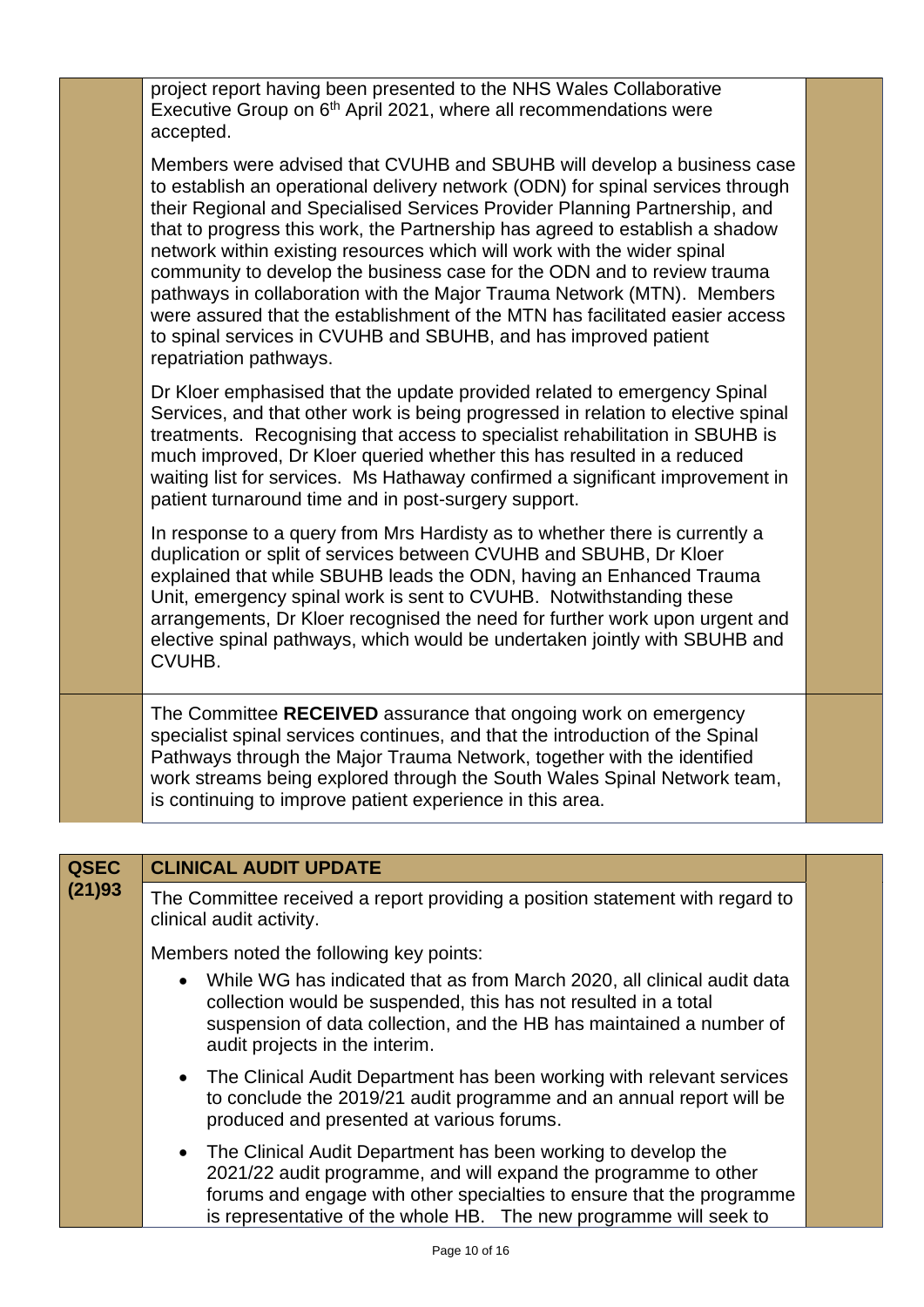project report having been presented to the NHS Wales Collaborative Executive Group on 6th April 2021, where all recommendations were accepted.

Members were advised that CVUHB and SBUHB will develop a business case to establish an operational delivery network (ODN) for spinal services through their Regional and Specialised Services Provider Planning Partnership, and that to progress this work, the Partnership has agreed to establish a shadow network within existing resources which will work with the wider spinal community to develop the business case for the ODN and to review trauma pathways in collaboration with the Major Trauma Network (MTN). Members were assured that the establishment of the MTN has facilitated easier access to spinal services in CVUHB and SBUHB, and has improved patient repatriation pathways.

Dr Kloer emphasised that the update provided related to emergency Spinal Services, and that other work is being progressed in relation to elective spinal treatments. Recognising that access to specialist rehabilitation in SBUHB is much improved, Dr Kloer queried whether this has resulted in a reduced waiting list for services. Ms Hathaway confirmed a significant improvement in patient turnaround time and in post-surgery support.

In response to a query from Mrs Hardisty as to whether there is currently a duplication or split of services between CVUHB and SBUHB, Dr Kloer explained that while SBUHB leads the ODN, having an Enhanced Trauma Unit, emergency spinal work is sent to CVUHB. Notwithstanding these arrangements, Dr Kloer recognised the need for further work upon urgent and elective spinal pathways, which would be undertaken jointly with SBUHB and CVUHB.

The Committee **RECEIVED** assurance that ongoing work on emergency specialist spinal services continues, and that the introduction of the Spinal Pathways through the Major Trauma Network, together with the identified work streams being explored through the South Wales Spinal Network team, is continuing to improve patient experience in this area.

## QSEC (21)93 CLINICAL AUDIT UPDATE

The Committee received a report providing a position statement with regard to clinical audit activity.

Members noted the following key points:

- While WG has indicated that as from March 2020, all clinical audit data collection would be suspended, this has not resulted in a total suspension of data collection, and the HB has maintained a number of audit projects in the interim.
- The Clinical Audit Department has been working with relevant services to conclude the 2019/21 audit programme and an annual report will be produced and presented at various forums.
- The Clinical Audit Department has been working to develop the 2021/22 audit programme, and will expand the programme to other forums and engage with other specialties to ensure that the programme is representative of the whole HB. The new programme will seek to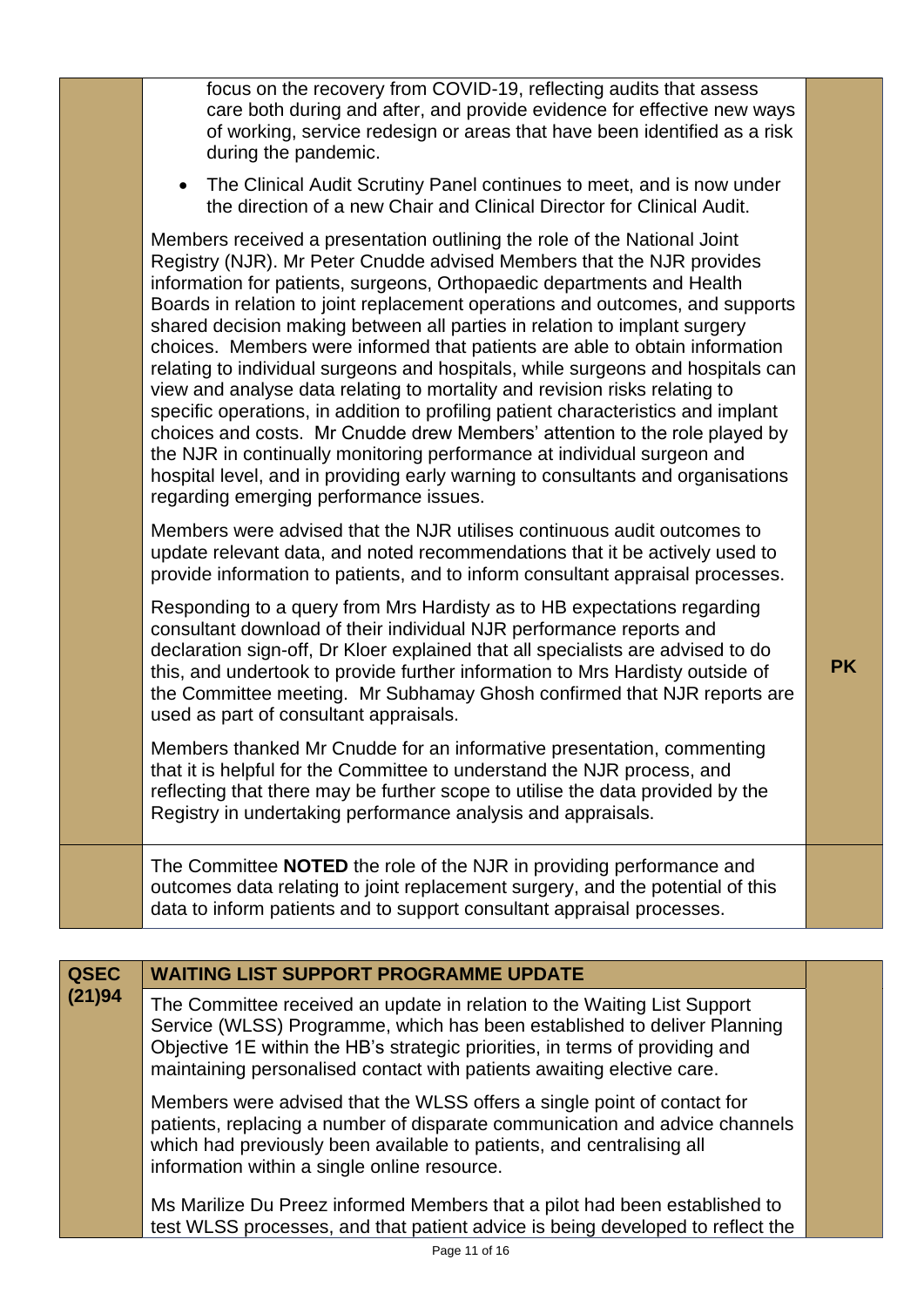| | | |
|---|---|---|
| | focus on the recovery from COVID-19, reflecting audits that assess care both during and after, and provide evidence for effective new ways of working, service redesign or areas that have been identified as a risk during the pandemic.<br><br>• The Clinical Audit Scrutiny Panel continues to meet, and is now under the direction of a new Chair and Clinical Director for Clinical Audit.<br><br>Members received a presentation outlining the role of the National Joint Registry (NJR). Mr Peter Cnudde advised Members that the NJR provides information for patients, surgeons, Orthopaedic departments and Health Boards in relation to joint replacement operations and outcomes, and supports shared decision making between all parties in relation to implant surgery choices. Members were informed that patients are able to obtain information relating to individual surgeons and hospitals, while surgeons and hospitals can view and analyse data relating to mortality and revision risks relating to specific operations, in addition to profiling patient characteristics and implant choices and costs. Mr Cnudde drew Members' attention to the role played by the NJR in continually monitoring performance at individual surgeon and hospital level, and in providing early warning to consultants and organisations regarding emerging performance issues.<br><br>Members were advised that the NJR utilises continuous audit outcomes to update relevant data, and noted recommendations that it be actively used to provide information to patients, and to inform consultant appraisal processes.<br><br>Responding to a query from Mrs Hardisty as to HB expectations regarding consultant download of their individual NJR performance reports and declaration sign-off, Dr Kloer explained that all specialists are advised to do this, and undertook to provide further information to Mrs Hardisty outside of the Committee meeting. Mr Subhamay Ghosh confirmed that NJR reports are used as part of consultant appraisals.<br><br>Members thanked Mr Cnudde for an informative presentation, commenting that it is helpful for the Committee to understand the NJR process, and reflecting that there may be further scope to utilise the data provided by the Registry in undertaking performance analysis and appraisals. | **PK** |
| | The Committee **NOTED** the role of the NJR in providing performance and outcomes data relating to joint replacement surgery, and the potential of this data to inform patients and to support consultant appraisal processes. | |

| | | |
|---|---|---|
| **QSEC (21)94** | **WAITING LIST SUPPORT PROGRAMME UPDATE** | |
| | The Committee received an update in relation to the Waiting List Support Service (WLSS) Programme, which has been established to deliver Planning Objective 1E within the HB's strategic priorities, in terms of providing and maintaining personalised contact with patients awaiting elective care.<br><br>Members were advised that the WLSS offers a single point of contact for patients, replacing a number of disparate communication and advice channels which had previously been available to patients, and centralising all information within a single online resource.<br><br>Ms Marilize Du Preez informed Members that a pilot had been established to test WLSS processes, and that patient advice is being developed to reflect the | |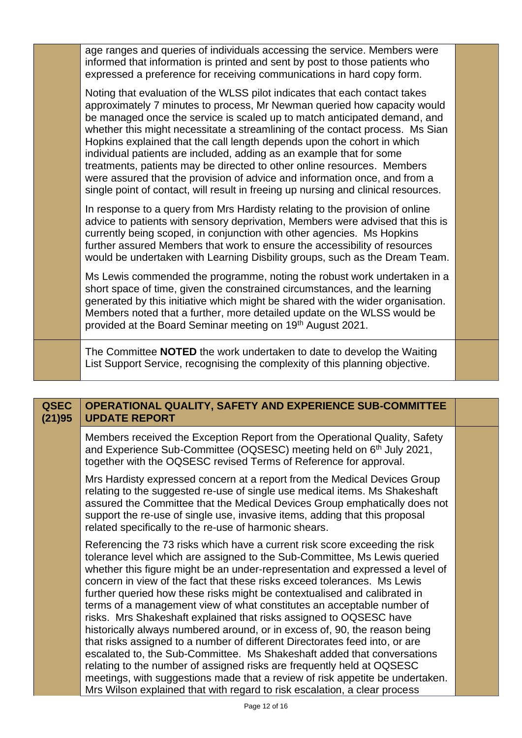age ranges and queries of individuals accessing the service. Members were informed that information is printed and sent by post to those patients who expressed a preference for receiving communications in hard copy form.

Noting that evaluation of the WLSS pilot indicates that each contact takes approximately 7 minutes to process, Mr Newman queried how capacity would be managed once the service is scaled up to match anticipated demand, and whether this might necessitate a streamlining of the contact process. Ms Sian Hopkins explained that the call length depends upon the cohort in which individual patients are included, adding as an example that for some treatments, patients may be directed to other online resources. Members were assured that the provision of advice and information once, and from a single point of contact, will result in freeing up nursing and clinical resources.

In response to a query from Mrs Hardisty relating to the provision of online advice to patients with sensory deprivation, Members were advised that this is currently being scoped, in conjunction with other agencies. Ms Hopkins further assured Members that work to ensure the accessibility of resources would be undertaken with Learning Disbility groups, such as the Dream Team.

Ms Lewis commended the programme, noting the robust work undertaken in a short space of time, given the constrained circumstances, and the learning generated by this initiative which might be shared with the wider organisation. Members noted that a further, more detailed update on the WLSS would be provided at the Board Seminar meeting on 19th August 2021.

The Committee **NOTED** the work undertaken to date to develop the Waiting List Support Service, recognising the complexity of this planning objective.

| QSEC (21)95 | OPERATIONAL QUALITY, SAFETY AND EXPERIENCE SUB-COMMITTEE UPDATE REPORT | |
|---|---|---|

Members received the Exception Report from the Operational Quality, Safety and Experience Sub-Committee (OQSESC) meeting held on 6th July 2021, together with the OQSESC revised Terms of Reference for approval.

Mrs Hardisty expressed concern at a report from the Medical Devices Group relating to the suggested re-use of single use medical items. Ms Shakeshaft assured the Committee that the Medical Devices Group emphatically does not support the re-use of single use, invasive items, adding that this proposal related specifically to the re-use of harmonic shears.

Referencing the 73 risks which have a current risk score exceeding the risk tolerance level which are assigned to the Sub-Committee, Ms Lewis queried whether this figure might be an under-representation and expressed a level of concern in view of the fact that these risks exceed tolerances. Ms Lewis further queried how these risks might be contextualised and calibrated in terms of a management view of what constitutes an acceptable number of risks. Mrs Shakeshaft explained that risks assigned to OQSESC have historically always numbered around, or in excess of, 90, the reason being that risks assigned to a number of different Directorates feed into, or are escalated to, the Sub-Committee. Ms Shakeshaft added that conversations relating to the number of assigned risks are frequently held at OQSESC meetings, with suggestions made that a review of risk appetite be undertaken. Mrs Wilson explained that with regard to risk escalation, a clear process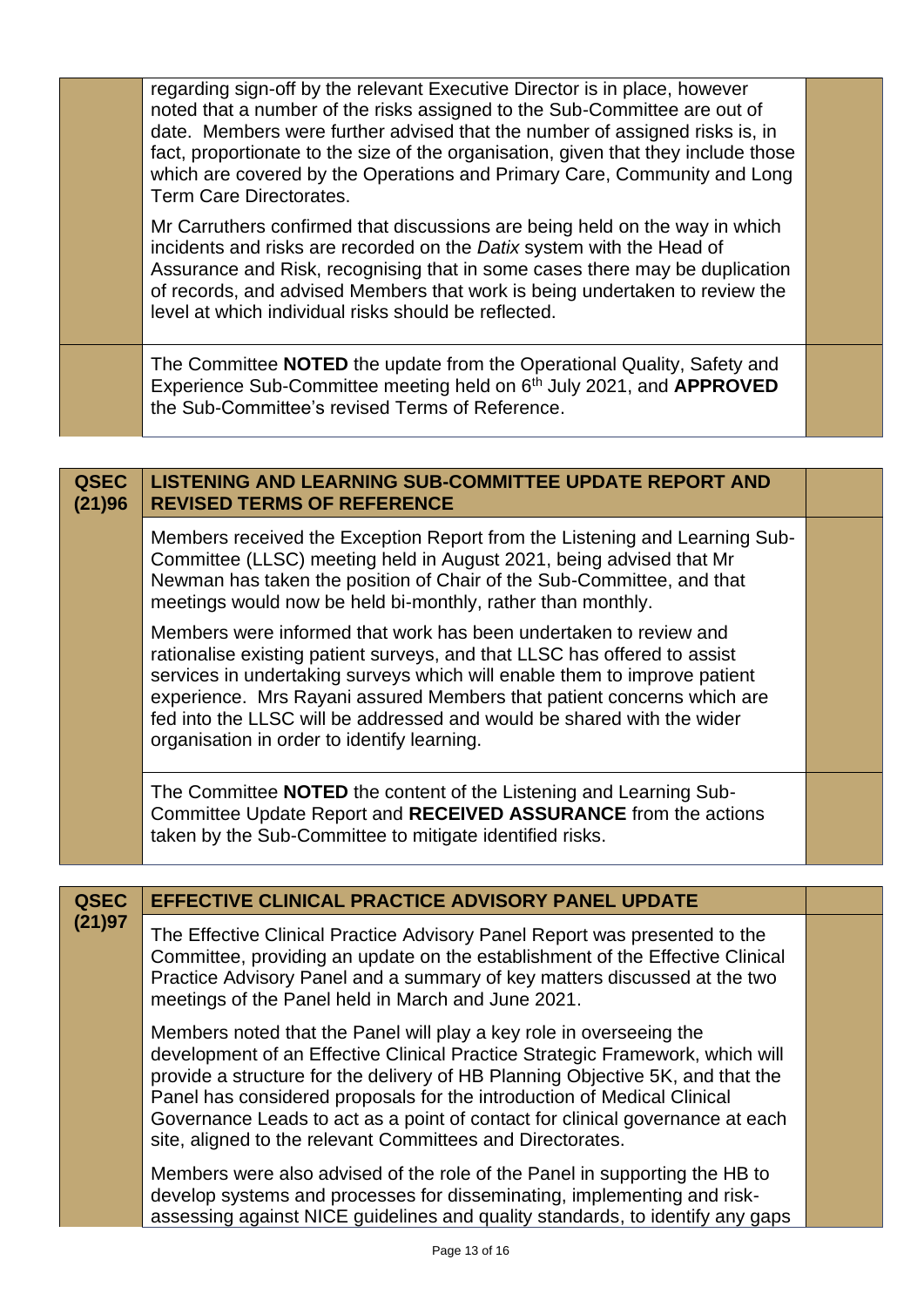| | | |
|---|---|---|
| | regarding sign-off by the relevant Executive Director is in place, however noted that a number of the risks assigned to the Sub-Committee are out of date. Members were further advised that the number of assigned risks is, in fact, proportionate to the size of the organisation, given that they include those which are covered by the Operations and Primary Care, Community and Long Term Care Directorates.<br><br>Mr Carruthers confirmed that discussions are being held on the way in which incidents and risks are recorded on the *Datix* system with the Head of Assurance and Risk, recognising that in some cases there may be duplication of records, and advised Members that work is being undertaken to review the level at which individual risks should be reflected. | |
| | The Committee **NOTED** the update from the Operational Quality, Safety and Experience Sub-Committee meeting held on 6th July 2021, and **APPROVED** the Sub-Committee's revised Terms of Reference. | |

| | | |
|---|---|---|
| **QSEC (21)96** | **LISTENING AND LEARNING SUB-COMMITTEE UPDATE REPORT AND REVISED TERMS OF REFERENCE** | |
| | Members received the Exception Report from the Listening and Learning Sub-Committee (LLSC) meeting held in August 2021, being advised that Mr Newman has taken the position of Chair of the Sub-Committee, and that meetings would now be held bi-monthly, rather than monthly.<br><br>Members were informed that work has been undertaken to review and rationalise existing patient surveys, and that LLSC has offered to assist services in undertaking surveys which will enable them to improve patient experience. Mrs Rayani assured Members that patient concerns which are fed into the LLSC will be addressed and would be shared with the wider organisation in order to identify learning. | |
| | The Committee **NOTED** the content of the Listening and Learning Sub-Committee Update Report and **RECEIVED ASSURANCE** from the actions taken by the Sub-Committee to mitigate identified risks. | |

| | | |
|---|---|---|
| **QSEC (21)97** | **EFFECTIVE CLINICAL PRACTICE ADVISORY PANEL UPDATE** | |
| | The Effective Clinical Practice Advisory Panel Report was presented to the Committee, providing an update on the establishment of the Effective Clinical Practice Advisory Panel and a summary of key matters discussed at the two meetings of the Panel held in March and June 2021.<br><br>Members noted that the Panel will play a key role in overseeing the development of an Effective Clinical Practice Strategic Framework, which will provide a structure for the delivery of HB Planning Objective 5K, and that the Panel has considered proposals for the introduction of Medical Clinical Governance Leads to act as a point of contact for clinical governance at each site, aligned to the relevant Committees and Directorates.<br><br>Members were also advised of the role of the Panel in supporting the HB to develop systems and processes for disseminating, implementing and risk-assessing against NICE guidelines and quality standards, to identify any gaps | |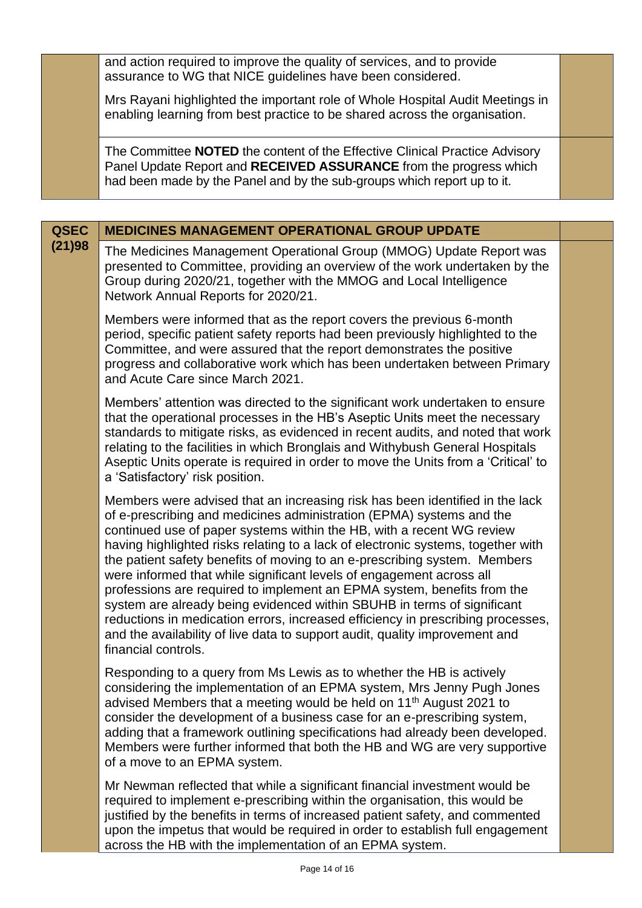and action required to improve the quality of services, and to provide assurance to WG that NICE guidelines have been considered.

Mrs Rayani highlighted the important role of Whole Hospital Audit Meetings in enabling learning from best practice to be shared across the organisation.

The Committee **NOTED** the content of the Effective Clinical Practice Advisory Panel Update Report and **RECEIVED ASSURANCE** from the progress which had been made by the Panel and by the sub-groups which report up to it.

| **QSEC (21)98** | **MEDICINES MANAGEMENT OPERATIONAL GROUP UPDATE** | |
|---|---|---|

The Medicines Management Operational Group (MMOG) Update Report was presented to Committee, providing an overview of the work undertaken by the Group during 2020/21, together with the MMOG and Local Intelligence Network Annual Reports for 2020/21.

Members were informed that as the report covers the previous 6-month period, specific patient safety reports had been previously highlighted to the Committee, and were assured that the report demonstrates the positive progress and collaborative work which has been undertaken between Primary and Acute Care since March 2021.

Members' attention was directed to the significant work undertaken to ensure that the operational processes in the HB's Aseptic Units meet the necessary standards to mitigate risks, as evidenced in recent audits, and noted that work relating to the facilities in which Bronglais and Withybush General Hospitals Aseptic Units operate is required in order to move the Units from a 'Critical' to a 'Satisfactory' risk position.

Members were advised that an increasing risk has been identified in the lack of e-prescribing and medicines administration (EPMA) systems and the continued use of paper systems within the HB, with a recent WG review having highlighted risks relating to a lack of electronic systems, together with the patient safety benefits of moving to an e-prescribing system. Members were informed that while significant levels of engagement across all professions are required to implement an EPMA system, benefits from the system are already being evidenced within SBUHB in terms of significant reductions in medication errors, increased efficiency in prescribing processes, and the availability of live data to support audit, quality improvement and financial controls.

Responding to a query from Ms Lewis as to whether the HB is actively considering the implementation of an EPMA system, Mrs Jenny Pugh Jones advised Members that a meeting would be held on 11th August 2021 to consider the development of a business case for an e-prescribing system, adding that a framework outlining specifications had already been developed. Members were further informed that both the HB and WG are very supportive of a move to an EPMA system.

Mr Newman reflected that while a significant financial investment would be required to implement e-prescribing within the organisation, this would be justified by the benefits in terms of increased patient safety, and commented upon the impetus that would be required in order to establish full engagement across the HB with the implementation of an EPMA system.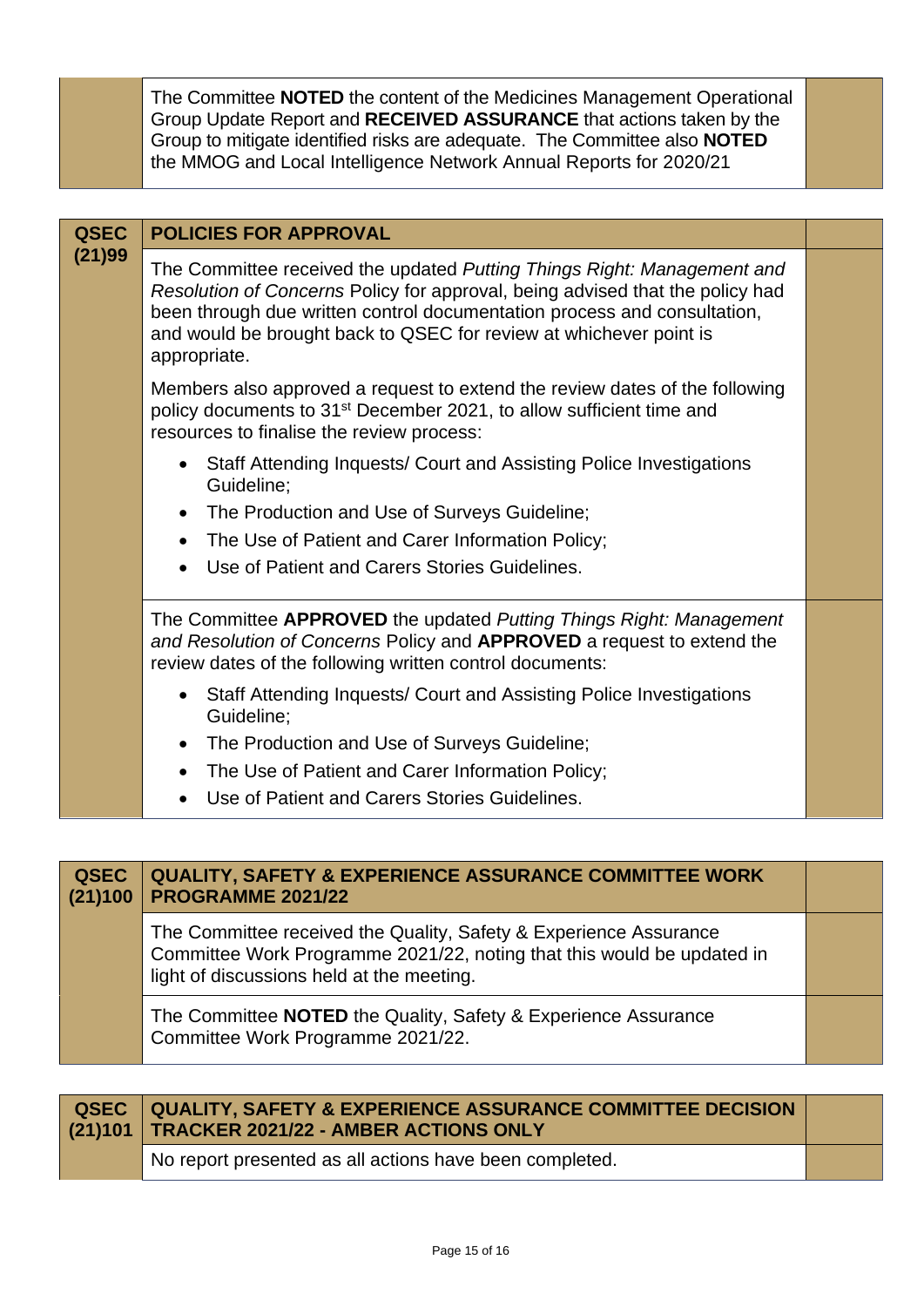| | | |
|---|---|---|
| | The Committee **NOTED** the content of the Medicines Management Operational Group Update Report and **RECEIVED ASSURANCE** that actions taken by the Group to mitigate identified risks are adequate. The Committee also **NOTED** the MMOG and Local Intelligence Network Annual Reports for 2020/21 | |

| **QSEC (21)99** | **POLICIES FOR APPROVAL** | |
|---|---|---|
| | The Committee received the updated *Putting Things Right: Management and Resolution of Concerns* Policy for approval, being advised that the policy had been through due written control documentation process and consultation, and would be brought back to QSEC for review at whichever point is appropriate.<br><br>Members also approved a request to extend the review dates of the following policy documents to 31st December 2021, to allow sufficient time and resources to finalise the review process:<br><br>• Staff Attending Inquests/ Court and Assisting Police Investigations Guideline;<br>• The Production and Use of Surveys Guideline;<br>• The Use of Patient and Carer Information Policy;<br>• Use of Patient and Carers Stories Guidelines. | |
| | The Committee **APPROVED** the updated *Putting Things Right: Management and Resolution of Concerns* Policy and **APPROVED** a request to extend the review dates of the following written control documents:<br><br>• Staff Attending Inquests/ Court and Assisting Police Investigations Guideline;<br>• The Production and Use of Surveys Guideline;<br>• The Use of Patient and Carer Information Policy;<br>• Use of Patient and Carers Stories Guidelines. | |

| **QSEC (21)100** | **QUALITY, SAFETY & EXPERIENCE ASSURANCE COMMITTEE WORK PROGRAMME 2021/22** | |
|---|---|---|
| | The Committee received the Quality, Safety & Experience Assurance Committee Work Programme 2021/22, noting that this would be updated in light of discussions held at the meeting. | |
| | The Committee **NOTED** the Quality, Safety & Experience Assurance Committee Work Programme 2021/22. | |

| **QSEC (21)101** | **QUALITY, SAFETY & EXPERIENCE ASSURANCE COMMITTEE DECISION TRACKER 2021/22 - AMBER ACTIONS ONLY** | |
|---|---|---|
| | No report presented as all actions have been completed. | |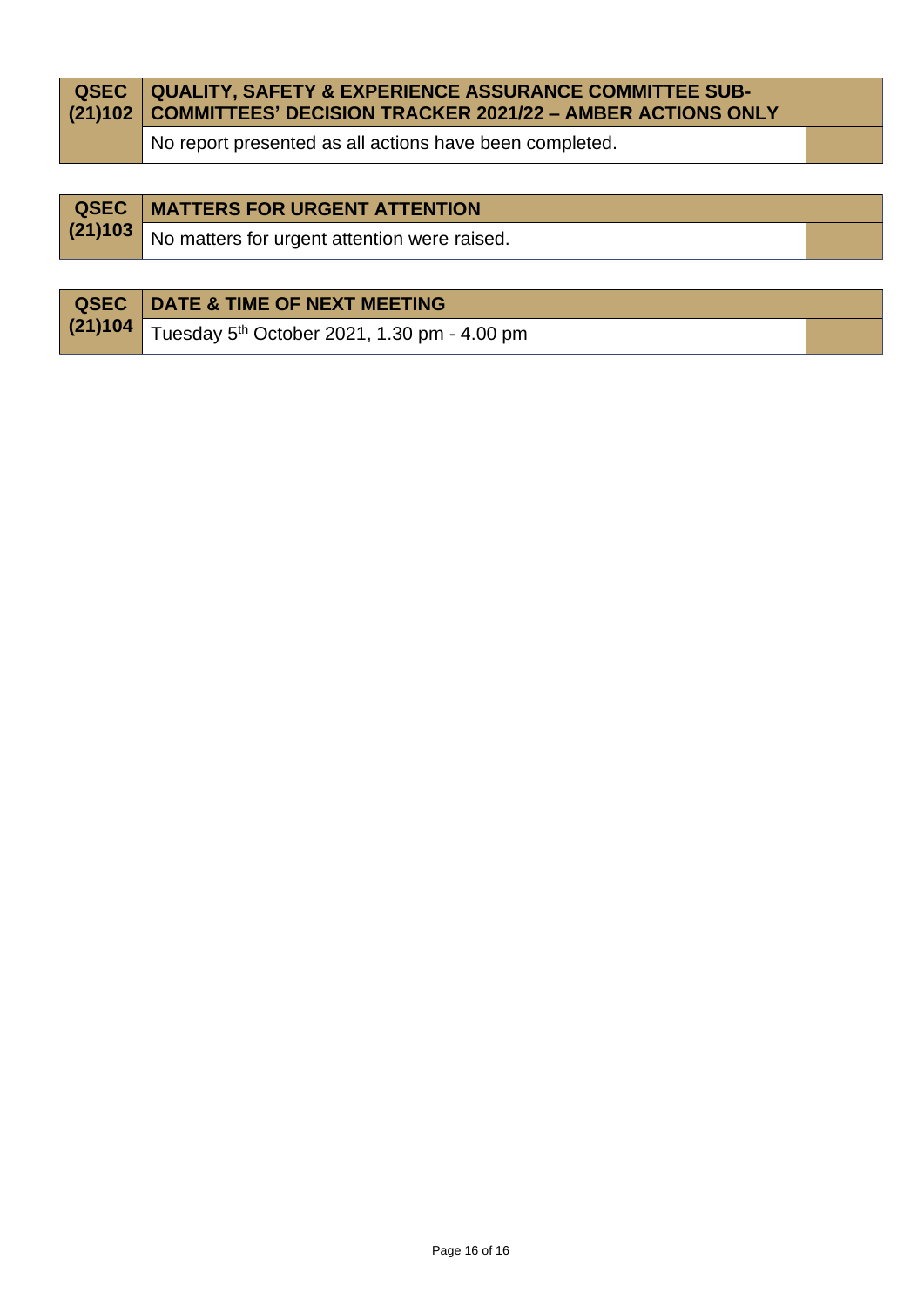| | | |
|---|---|---|
| **QSEC (21)102** | **QUALITY, SAFETY & EXPERIENCE ASSURANCE COMMITTEE SUB-COMMITTEES' DECISION TRACKER 2021/22 – AMBER ACTIONS ONLY** | |
| | No report presented as all actions have been completed. | |

| | | |
|---|---|---|
| **QSEC (21)103** | **MATTERS FOR URGENT ATTENTION** | |
| | No matters for urgent attention were raised. | |

| | | |
|---|---|---|
| **QSEC (21)104** | **DATE & TIME OF NEXT MEETING** | |
| | Tuesday 5th October 2021, 1.30 pm - 4.00 pm | |